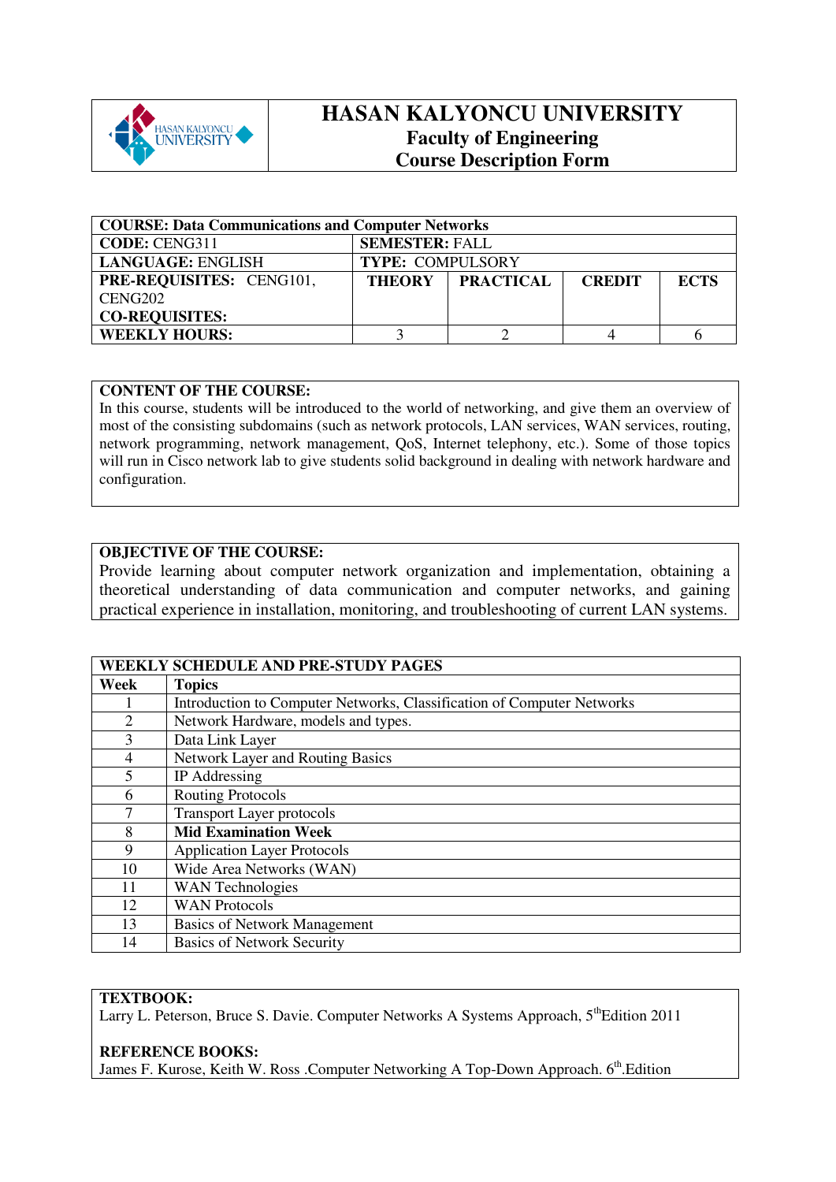# HASAN KALYONCU UNIVERSITY
## Faculty of Engineering
## Course Description Form

| **COURSE: Data Communications and Computer Networks** | | | | |
|---|---|---|---|---|
| **CODE:** CENG311 | **SEMESTER:** FALL | | | |
| **LANGUAGE:** ENGLISH | **TYPE:** COMPULSORY | | | |
| **PRE-REQUISITES:** CENG101, CENG202<br>**CO-REQUISITES:** | **THEORY** | **PRACTICAL** | **CREDIT** | **ECTS** |
| **WEEKLY HOURS:** | 3 | 2 | 4 | 6 |

**CONTENT OF THE COURSE:**

In this course, students will be introduced to the world of networking, and give them an overview of most of the consisting subdomains (such as network protocols, LAN services, WAN services, routing, network programming, network management, QoS, Internet telephony, etc.). Some of those topics will run in Cisco network lab to give students solid background in dealing with network hardware and configuration.

**OBJECTIVE OF THE COURSE:**

Provide learning about computer network organization and implementation, obtaining a theoretical understanding of data communication and computer networks, and gaining practical experience in installation, monitoring, and troubleshooting of current LAN systems.

| **WEEKLY SCHEDULE AND PRE-STUDY PAGES** | |
|---|---|
| **Week** | **Topics** |
| 1 | Introduction to Computer Networks, Classification of Computer Networks |
| 2 | Network Hardware, models and types. |
| 3 | Data Link Layer |
| 4 | Network Layer and Routing Basics |
| 5 | IP Addressing |
| 6 | Routing Protocols |
| 7 | Transport Layer protocols |
| 8 | **Mid Examination Week** |
| 9 | Application Layer Protocols |
| 10 | Wide Area Networks (WAN) |
| 11 | WAN Technologies |
| 12 | WAN Protocols |
| 13 | Basics of Network Management |
| 14 | Basics of Network Security |

**TEXTBOOK:**

Larry L. Peterson, Bruce S. Davie. Computer Networks A Systems Approach, 5th Edition 2011

**REFERENCE BOOKS:**

James F. Kurose, Keith W. Ross .Computer Networking A Top-Down Approach. 6th.Edition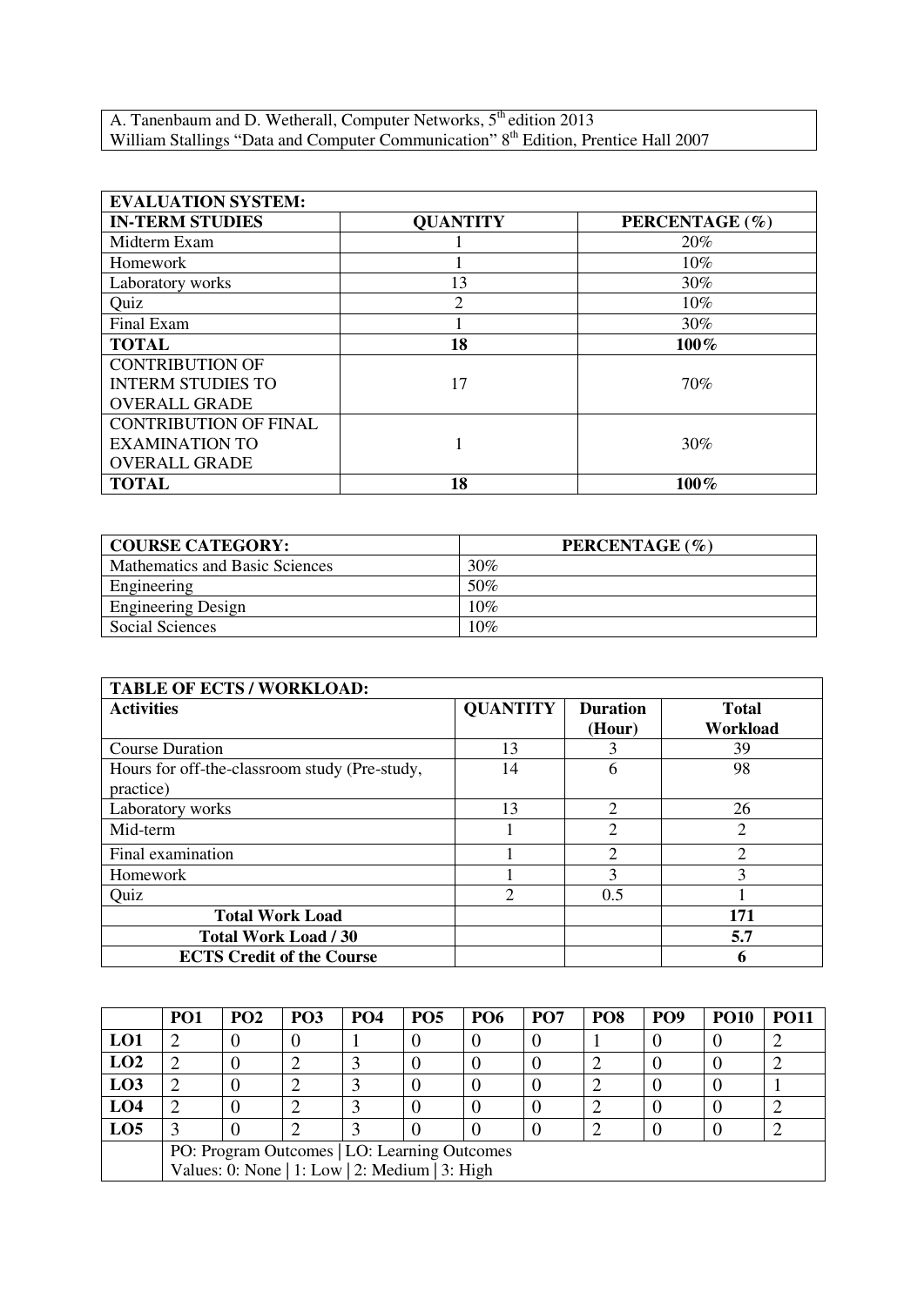| A. Tanenbaum and D. Wetherall, Computer Networks, 5th edition 2013<br>William Stallings "Data and Computer Communication" 8th Edition, Prentice Hall 2007 |
|---|

| EVALUATION SYSTEM: | | |
|---|---|---|
| **IN-TERM STUDIES** | **QUANTITY** | **PERCENTAGE (%)** |
| Midterm Exam | 1 | 20% |
| Homework | 1 | 10% |
| Laboratory works | 13 | 30% |
| Quiz | 2 | 10% |
| Final Exam | 1 | 30% |
| **TOTAL** | **18** | **100%** |
| CONTRIBUTION OF INTERM STUDIES TO OVERALL GRADE | 17 | 70% |
| CONTRIBUTION OF FINAL EXAMINATION TO OVERALL GRADE | 1 | 30% |
| **TOTAL** | **18** | **100%** |

| COURSE CATEGORY: | PERCENTAGE (%) |
|---|---|
| Mathematics and Basic Sciences | 30% |
| Engineering | 50% |
| Engineering Design | 10% |
| Social Sciences | 10% |

| TABLE OF ECTS / WORKLOAD: | | | |
|---|---|---|---|
| **Activities** | **QUANTITY** | **Duration (Hour)** | **Total Workload** |
| Course Duration | 13 | 3 | 39 |
| Hours for off-the-classroom study (Pre-study, practice) | 14 | 6 | 98 |
| Laboratory works | 13 | 2 | 26 |
| Mid-term | 1 | 2 | 2 |
| Final examination | 1 | 2 | 2 |
| Homework | 1 | 3 | 3 |
| Quiz | 2 | 0.5 | 1 |
| **Total Work Load** | | | **171** |
| **Total Work Load / 30** | | | **5.7** |
| **ECTS Credit of the Course** | | | **6** |

| | PO1 | PO2 | PO3 | PO4 | PO5 | PO6 | PO7 | PO8 | PO9 | PO10 | PO11 |
|---|---|---|---|---|---|---|---|---|---|---|---|
| **LO1** | 2 | 0 | 0 | 1 | 0 | 0 | 0 | 1 | 0 | 0 | 2 |
| **LO2** | 2 | 0 | 2 | 3 | 0 | 0 | 0 | 2 | 0 | 0 | 2 |
| **LO3** | 2 | 0 | 2 | 3 | 0 | 0 | 0 | 2 | 0 | 0 | 1 |
| **LO4** | 2 | 0 | 2 | 3 | 0 | 0 | 0 | 2 | 0 | 0 | 2 |
| **LO5** | 3 | 0 | 2 | 3 | 0 | 0 | 0 | 2 | 0 | 0 | 2 |
| | PO: Program Outcomes \| LO: Learning Outcomes<br>Values: 0: None \| 1: Low \| 2: Medium \| 3: High | | | | | | | | | | |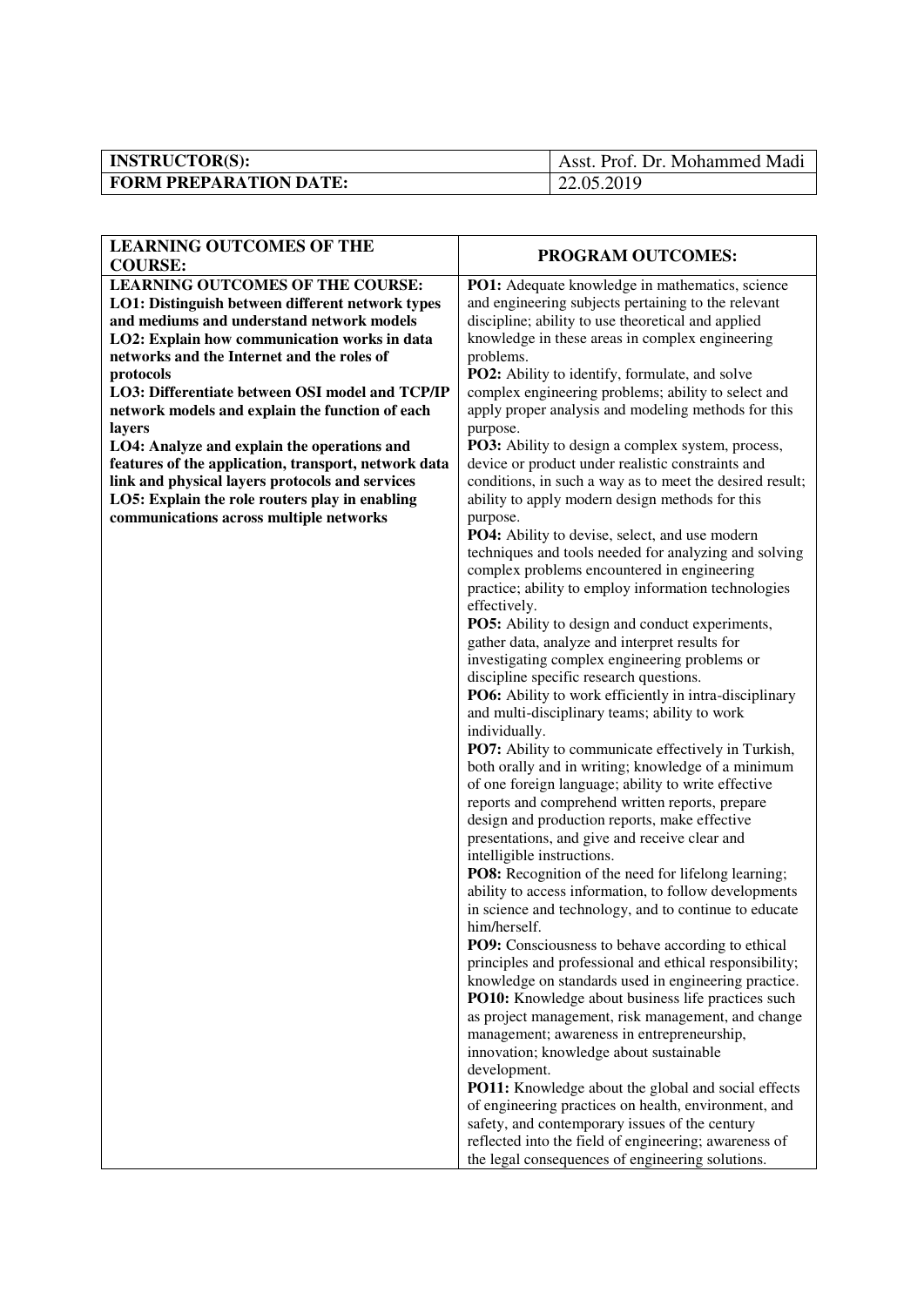| | |
|---|---|
| **INSTRUCTOR(S):** | Asst. Prof. Dr. Mohammed Madi |
| **FORM PREPARATION DATE:** | 22.05.2019 |

| **LEARNING OUTCOMES OF THE COURSE:** | **PROGRAM OUTCOMES:** |
|---|---|
| **LEARNING OUTCOMES OF THE COURSE:**<br>**LO1: Distinguish between different network types and mediums and understand network models**<br>**LO2: Explain how communication works in data networks and the Internet and the roles of protocols**<br>**LO3: Differentiate between OSI model and TCP/IP network models and explain the function of each layers**<br>**LO4: Analyze and explain the operations and features of the application, transport, network data link and physical layers protocols and services**<br>**LO5: Explain the role routers play in enabling communications across multiple networks** | **PO1:** Adequate knowledge in mathematics, science and engineering subjects pertaining to the relevant discipline; ability to use theoretical and applied knowledge in these areas in complex engineering problems.<br>**PO2:** Ability to identify, formulate, and solve complex engineering problems; ability to select and apply proper analysis and modeling methods for this purpose.<br>**PO3:** Ability to design a complex system, process, device or product under realistic constraints and conditions, in such a way as to meet the desired result; ability to apply modern design methods for this purpose.<br>**PO4:** Ability to devise, select, and use modern techniques and tools needed for analyzing and solving complex problems encountered in engineering practice; ability to employ information technologies effectively.<br>**PO5:** Ability to design and conduct experiments, gather data, analyze and interpret results for investigating complex engineering problems or discipline specific research questions.<br>**PO6:** Ability to work efficiently in intra-disciplinary and multi-disciplinary teams; ability to work individually.<br>**PO7:** Ability to communicate effectively in Turkish, both orally and in writing; knowledge of a minimum of one foreign language; ability to write effective reports and comprehend written reports, prepare design and production reports, make effective presentations, and give and receive clear and intelligible instructions.<br>**PO8:** Recognition of the need for lifelong learning; ability to access information, to follow developments in science and technology, and to continue to educate him/herself.<br>**PO9:** Consciousness to behave according to ethical principles and professional and ethical responsibility; knowledge on standards used in engineering practice.<br>**PO10:** Knowledge about business life practices such as project management, risk management, and change management; awareness in entrepreneurship, innovation; knowledge about sustainable development.<br>**PO11:** Knowledge about the global and social effects of engineering practices on health, environment, and safety, and contemporary issues of the century reflected into the field of engineering; awareness of the legal consequences of engineering solutions. |